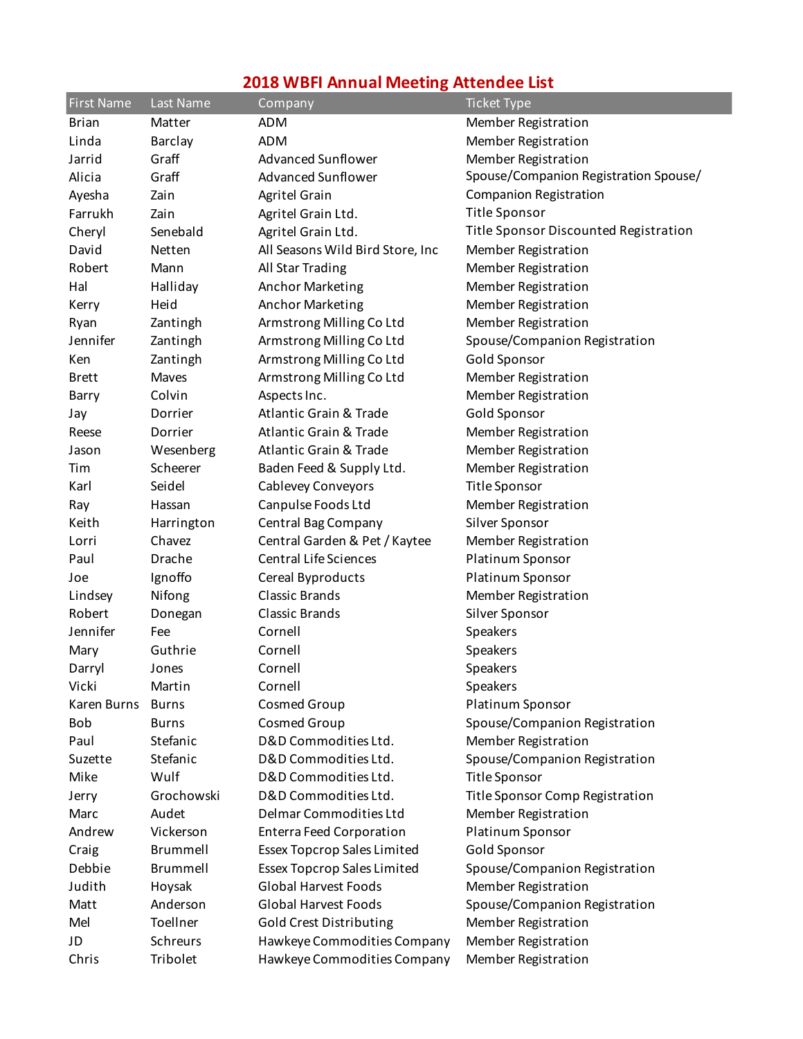# 2018 WBFI Annual Meeting Attendee List

| First Name | Last Name | Company | Ticket Type |
|---|---|---|---|
| Brian | Matter | ADM | Member Registration |
| Linda | Barclay | ADM | Member Registration |
| Jarrid | Graff | Advanced Sunflower | Member Registration |
| Alicia | Graff | Advanced Sunflower | Spouse/Companion Registration Spouse/ |
| Ayesha | Zain | Agritel Grain | Companion Registration |
| Farrukh | Zain | Agritel Grain Ltd. | Title Sponsor |
| Cheryl | Senebald | Agritel Grain Ltd. | Title Sponsor Discounted Registration |
| David | Netten | All Seasons Wild Bird Store, Inc | Member Registration |
| Robert | Mann | All Star Trading | Member Registration |
| Hal | Halliday | Anchor Marketing | Member Registration |
| Kerry | Heid | Anchor Marketing | Member Registration |
| Ryan | Zantingh | Armstrong Milling Co Ltd | Member Registration |
| Jennifer | Zantingh | Armstrong Milling Co Ltd | Spouse/Companion Registration |
| Ken | Zantingh | Armstrong Milling Co Ltd | Gold Sponsor |
| Brett | Maves | Armstrong Milling Co Ltd | Member Registration |
| Barry | Colvin | Aspects Inc. | Member Registration |
| Jay | Dorrier | Atlantic Grain & Trade | Gold Sponsor |
| Reese | Dorrier | Atlantic Grain & Trade | Member Registration |
| Jason | Wesenberg | Atlantic Grain & Trade | Member Registration |
| Tim | Scheerer | Baden Feed & Supply Ltd. | Member Registration |
| Karl | Seidel | Cablevey Conveyors | Title Sponsor |
| Ray | Hassan | Canpulse Foods Ltd | Member Registration |
| Keith | Harrington | Central Bag Company | Silver Sponsor |
| Lorri | Chavez | Central Garden & Pet / Kaytee | Member Registration |
| Paul | Drache | Central Life Sciences | Platinum Sponsor |
| Joe | Ignoffo | Cereal Byproducts | Platinum Sponsor |
| Lindsey | Nifong | Classic Brands | Member Registration |
| Robert | Donegan | Classic Brands | Silver Sponsor |
| Jennifer | Fee | Cornell | Speakers |
| Mary | Guthrie | Cornell | Speakers |
| Darryl | Jones | Cornell | Speakers |
| Vicki | Martin | Cornell | Speakers |
| Karen Burns | Burns | Cosmed Group | Platinum Sponsor |
| Bob | Burns | Cosmed Group | Spouse/Companion Registration |
| Paul | Stefanic | D&D Commodities Ltd. | Member Registration |
| Suzette | Stefanic | D&D Commodities Ltd. | Spouse/Companion Registration |
| Mike | Wulf | D&D Commodities Ltd. | Title Sponsor |
| Jerry | Grochowski | D&D Commodities Ltd. | Title Sponsor Comp Registration |
| Marc | Audet | Delmar Commodities Ltd | Member Registration |
| Andrew | Vickerson | Enterra Feed Corporation | Platinum Sponsor |
| Craig | Brummell | Essex Topcrop Sales Limited | Gold Sponsor |
| Debbie | Brummell | Essex Topcrop Sales Limited | Spouse/Companion Registration |
| Judith | Hoysak | Global Harvest Foods | Member Registration |
| Matt | Anderson | Global Harvest Foods | Spouse/Companion Registration |
| Mel | Toellner | Gold Crest Distributing | Member Registration |
| JD | Schreurs | Hawkeye Commodities Company | Member Registration |
| Chris | Tribolet | Hawkeye Commodities Company | Member Registration |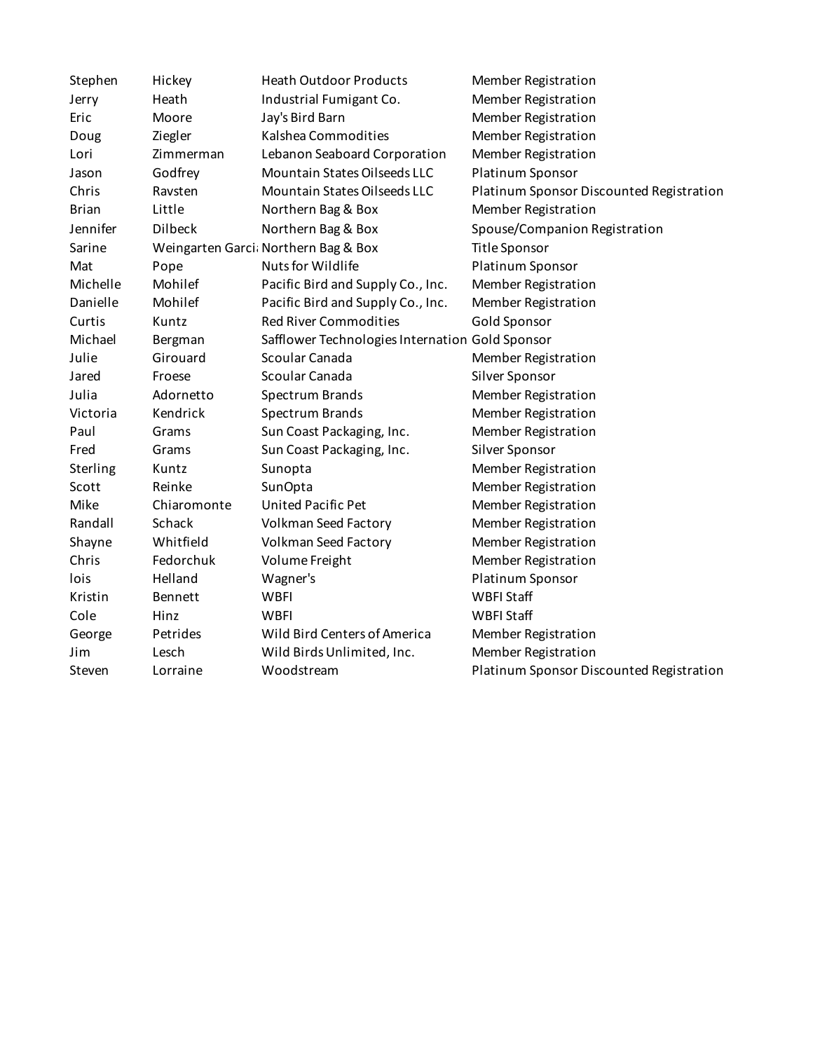| | | | |
|---|---|---|---|
| Stephen | Hickey | Heath Outdoor Products | Member Registration |
| Jerry | Heath | Industrial Fumigant Co. | Member Registration |
| Eric | Moore | Jay's Bird Barn | Member Registration |
| Doug | Ziegler | Kalshea Commodities | Member Registration |
| Lori | Zimmerman | Lebanon Seaboard Corporation | Member Registration |
| Jason | Godfrey | Mountain States Oilseeds LLC | Platinum Sponsor |
| Chris | Ravsten | Mountain States Oilseeds LLC | Platinum Sponsor Discounted Registration |
| Brian | Little | Northern Bag & Box | Member Registration |
| Jennifer | Dilbeck | Northern Bag & Box | Spouse/Companion Registration |
| Sarine | Weingarten Garci | Northern Bag & Box | Title Sponsor |
| Mat | Pope | Nuts for Wildlife | Platinum Sponsor |
| Michelle | Mohilef | Pacific Bird and Supply Co., Inc. | Member Registration |
| Danielle | Mohilef | Pacific Bird and Supply Co., Inc. | Member Registration |
| Curtis | Kuntz | Red River Commodities | Gold Sponsor |
| Michael | Bergman | Safflower Technologies Internation | Gold Sponsor |
| Julie | Girouard | Scoular Canada | Member Registration |
| Jared | Froese | Scoular Canada | Silver Sponsor |
| Julia | Adornetto | Spectrum Brands | Member Registration |
| Victoria | Kendrick | Spectrum Brands | Member Registration |
| Paul | Grams | Sun Coast Packaging, Inc. | Member Registration |
| Fred | Grams | Sun Coast Packaging, Inc. | Silver Sponsor |
| Sterling | Kuntz | Sunopta | Member Registration |
| Scott | Reinke | SunOpta | Member Registration |
| Mike | Chiaromonte | United Pacific Pet | Member Registration |
| Randall | Schack | Volkman Seed Factory | Member Registration |
| Shayne | Whitfield | Volkman Seed Factory | Member Registration |
| Chris | Fedorchuk | Volume Freight | Member Registration |
| lois | Helland | Wagner's | Platinum Sponsor |
| Kristin | Bennett | WBFI | WBFI Staff |
| Cole | Hinz | WBFI | WBFI Staff |
| George | Petrides | Wild Bird Centers of America | Member Registration |
| Jim | Lesch | Wild Birds Unlimited, Inc. | Member Registration |
| Steven | Lorraine | Woodstream | Platinum Sponsor Discounted Registration |